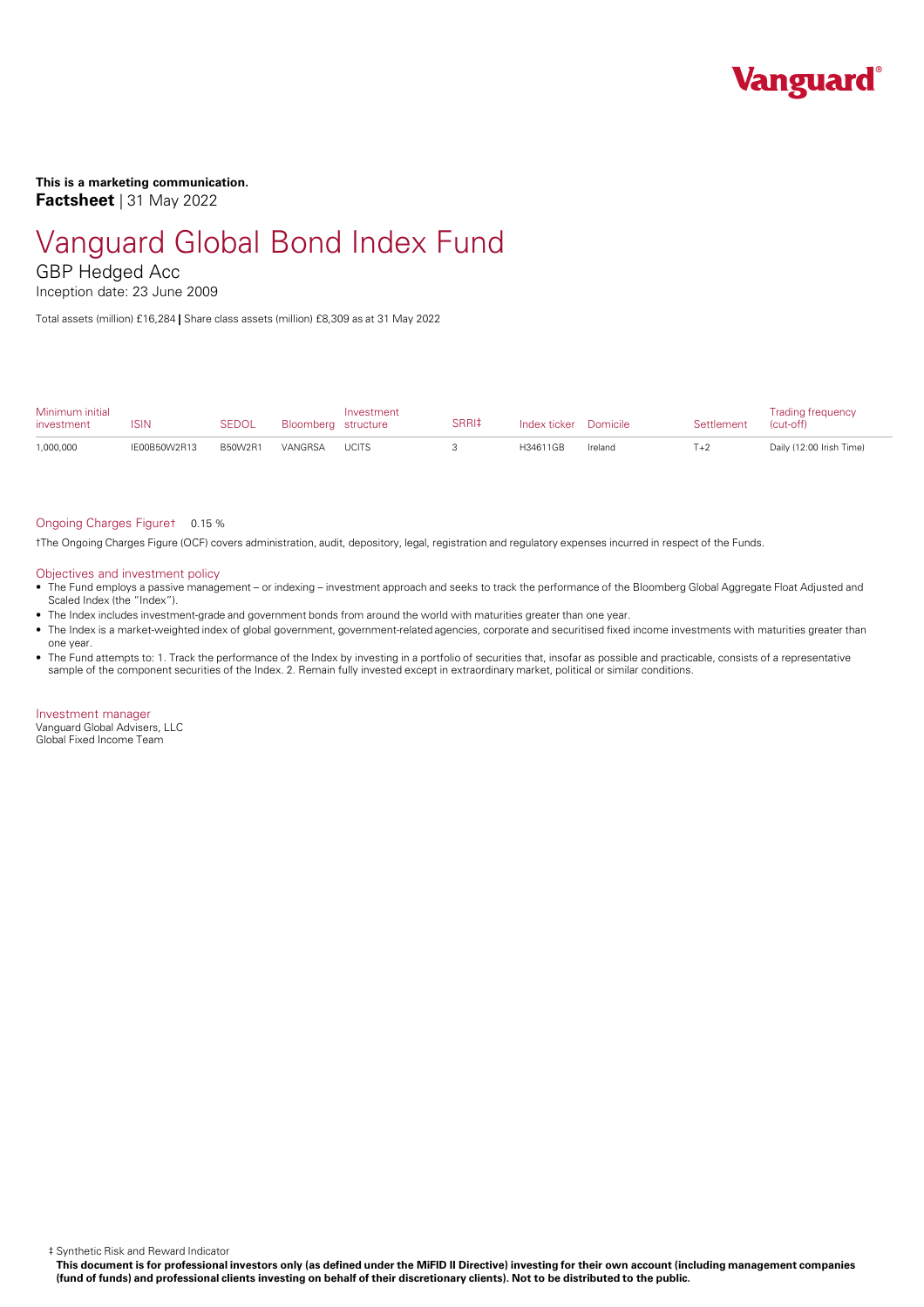**This is a marketing communication.**

**Factsheet** | 31 May 2022

# Vanguard Global Bond Index Fund

## GBP Hedged Acc

Inception date: 23 June 2009

Total assets (million) £16,284 | Share class assets (million) £8,309 as at 31 May 2022

| Minimum initial investment | ISIN | SEDOL | Bloomberg | Investment structure | SRRI‡ | Index ticker | Domicile | Settlement | Trading frequency (cut-off) |
|---|---|---|---|---|---|---|---|---|---|
| 1,000,000 | IE00B50W2R13 | B50W2R1 | VANGRSA | UCITS | 3 | H34611GB | Ireland | T+2 | Daily (12:00 Irish Time) |

Ongoing Charges Figure† 0.15 %

†The Ongoing Charges Figure (OCF) covers administration, audit, depository, legal, registration and regulatory expenses incurred in respect of the Funds.

### Objectives and investment policy

- The Fund employs a passive management – or indexing – investment approach and seeks to track the performance of the Bloomberg Global Aggregate Float Adjusted and Scaled Index (the "Index").
- The Index includes investment-grade and government bonds from around the world with maturities greater than one year.
- The Index is a market-weighted index of global government, government-related agencies, corporate and securitised fixed income investments with maturities greater than one year.
- The Fund attempts to: 1. Track the performance of the Index by investing in a portfolio of securities that, insofar as possible and practicable, consists of a representative sample of the component securities of the Index. 2. Remain fully invested except in extraordinary market, political or similar conditions.

### Investment manager

Vanguard Global Advisers, LLC
Global Fixed Income Team

‡ Synthetic Risk and Reward Indicator

**This document is for professional investors only (as defined under the MiFID II Directive) investing for their own account (including management companies (fund of funds) and professional clients investing on behalf of their discretionary clients). Not to be distributed to the public.**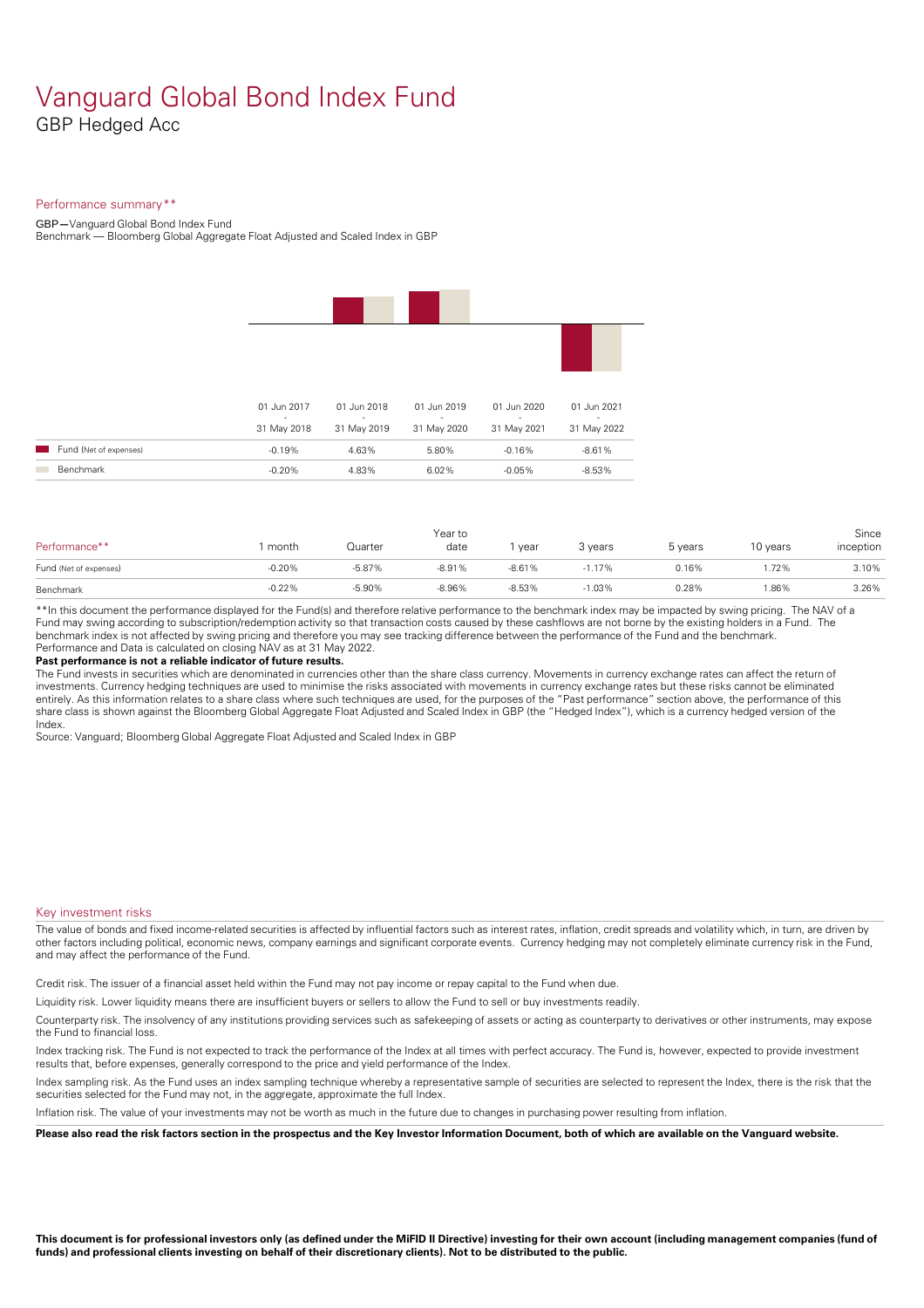# Vanguard Global Bond Index Fund

GBP Hedged Acc

## Performance summary**

GBP—Vanguard Global Bond Index Fund

Benchmark — Bloomberg Global Aggregate Float Adjusted and Scaled Index in GBP

| | 01 Jun 2017 - 31 May 2018 | 01 Jun 2018 - 31 May 2019 | 01 Jun 2019 - 31 May 2020 | 01 Jun 2020 - 31 May 2021 | 01 Jun 2021 - 31 May 2022 |
|---|---|---|---|---|---|
| Fund (Net of expenses) | -0.19% | 4.63% | 5.80% | -0.16% | -8.61% |
| Benchmark | -0.20% | 4.83% | 6.02% | -0.05% | -8.53% |

| Performance** | 1 month | Quarter | Year to date | 1 year | 3 years | 5 years | 10 years | Since inception |
|---|---|---|---|---|---|---|---|---|
| Fund (Net of expenses) | -0.20% | -5.87% | -8.91% | -8.61% | -1.17% | 0.16% | 1.72% | 3.10% |
| Benchmark | -0.22% | -5.90% | -8.96% | -8.53% | -1.03% | 0.28% | 1.86% | 3.26% |

**In this document the performance displayed for the Fund(s) and therefore relative performance to the benchmark index may be impacted by swing pricing. The NAV of a Fund may swing according to subscription/redemption activity so that transaction costs caused by these cashflows are not borne by the existing holders in a Fund. The benchmark index is not affected by swing pricing and therefore you may see tracking difference between the performance of the Fund and the benchmark.
Performance and Data is calculated on closing NAV as at 31 May 2022.

**Past performance is not a reliable indicator of future results.**

The Fund invests in securities which are denominated in currencies other than the share class currency. Movements in currency exchange rates can affect the return of investments. Currency hedging techniques are used to minimise the risks associated with movements in currency exchange rates but these risks cannot be eliminated entirely. As this information relates to a share class where such techniques are used, for the purposes of the "Past performance" section above, the performance of this share class is shown against the Bloomberg Global Aggregate Float Adjusted and Scaled Index in GBP (the "Hedged Index"), which is a currency hedged version of the Index.

Source: Vanguard; Bloomberg Global Aggregate Float Adjusted and Scaled Index in GBP

## Key investment risks

The value of bonds and fixed income-related securities is affected by influential factors such as interest rates, inflation, credit spreads and volatility which, in turn, are driven by other factors including political, economic news, company earnings and significant corporate events. Currency hedging may not completely eliminate currency risk in the Fund, and may affect the performance of the Fund.

Credit risk. The issuer of a financial asset held within the Fund may not pay income or repay capital to the Fund when due.

Liquidity risk. Lower liquidity means there are insufficient buyers or sellers to allow the Fund to sell or buy investments readily.

Counterparty risk. The insolvency of any institutions providing services such as safekeeping of assets or acting as counterparty to derivatives or other instruments, may expose the Fund to financial loss.

Index tracking risk. The Fund is not expected to track the performance of the Index at all times with perfect accuracy. The Fund is, however, expected to provide investment results that, before expenses, generally correspond to the price and yield performance of the Index.

Index sampling risk. As the Fund uses an index sampling technique whereby a representative sample of securities are selected to represent the Index, there is the risk that the securities selected for the Fund may not, in the aggregate, approximate the full Index.

Inflation risk. The value of your investments may not be worth as much in the future due to changes in purchasing power resulting from inflation.

**Please also read the risk factors section in the prospectus and the Key Investor Information Document, both of which are available on the Vanguard website.**

**This document is for professional investors only (as defined under the MiFID II Directive) investing for their own account (including management companies (fund of funds) and professional clients investing on behalf of their discretionary clients). Not to be distributed to the public.**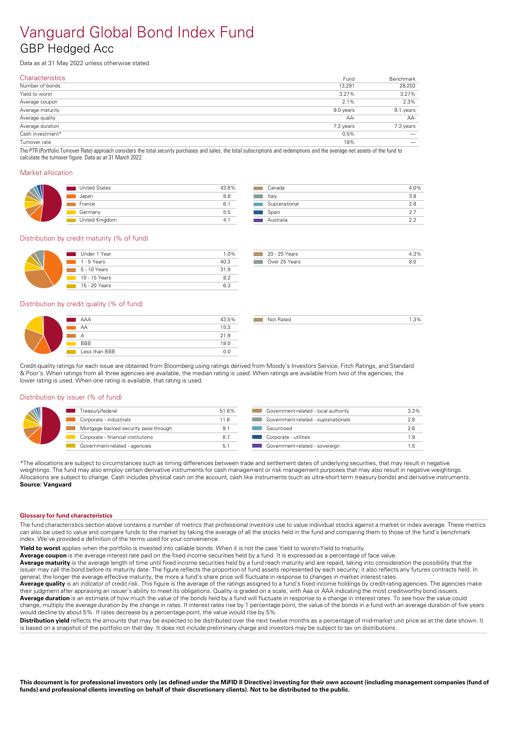# Vanguard Global Bond Index Fund

## GBP Hedged Acc

Data as at 31 May 2022 unless otherwise stated.

### Characteristics

| | Fund | Benchmark |
|---|---|---|
| Number of bonds | 13,291 | 28,203 |
| Yield to worst | 3.27% | 3.27% |
| Average coupon | 2.1% | 2.3% |
| Average maturity | 9.0 years | 9.1 years |
| Average quality | AA- | AA- |
| Average duration | 7.2 years | 7.3 years |
| Cash investment* | 0.5% | — |
| Turnover rate | 18% | — |

The PTR (Portfolio Turnover Rate) approach considers the total security purchases and sales, the total subscriptions and redemptions and the average net assets of the fund to calculate the turnover figure. Data as at 31 March 2022.

### Market allocation

| | |
|---|---|
| United States | 43.8% |
| Japan | 8.8 |
| France | 6.1 |
| Germany | 5.5 |
| United Kingdom | 4.1 |
| Canada | 4.0% |
| Italy | 3.8 |
| Supranational | 2.8 |
| Spain | 2.7 |
| Australia | 2.2 |

### Distribution by credit maturity (% of fund)

| | |
|---|---|
| Under 1 Year | 1.0% |
| 1 - 5 Years | 40.3 |
| 5 - 10 Years | 31.9 |
| 10 - 15 Years | 8.2 |
| 15 - 20 Years | 6.3 |
| 20 - 25 Years | 4.3% |
| Over 25 Years | 8.0 |

### Distribution by credit quality (% of fund)

| | |
|---|---|
| AAA | 43.5% |
| AA | 15.3 |
| A | 21.9 |
| BBB | 18.0 |
| Less than BBB | 0.0 |
| Not Rated | 1.3% |

Credit-quality ratings for each issue are obtained from Bloomberg using ratings derived from Moody's Investors Service, Fitch Ratings, and Standard & Poor's. When ratings from all three agencies are available, the median rating is used. When ratings are available from two of the agencies, the lower rating is used. When one rating is available, that rating is used.

### Distribution by issuer (% of fund)

| | |
|---|---|
| Treasury/federal | 51.6% |
| Corporate - industrials | 11.6 |
| Mortgage backed security pass-through | 9.1 |
| Corporate - financial institutions | 8.7 |
| Government-related - agencies | 5.1 |
| Government-related - local authority | 3.3% |
| Government-related - supranationals | 2.8 |
| Securitised | 2.6 |
| Corporate - utilities | 1.9 |
| Government-related - sovereign | 1.5 |

*The allocations are subject to circumstances such as timing differences between trade and settlement dates of underlying securities, that may result in negative weightings. The fund may also employ certain derivative instruments for cash management or risk management purposes that may also result in negative weightings. Allocations are subject to change. Cash includes physical cash on the account, cash like instruments (such as ultra-short term treasury bonds) and derivative instruments.
**Source: Vanguard**

#### Glossary for fund characteristics

The fund characteristics section above contains a number of metrics that professional investors use to value individual stocks against a market or index average. These metrics can also be used to value and compare funds to the market by taking the average of all the stocks held in the fund and comparing them to those of the fund's benchmark index. We've provided a definition of the terms used for your convenience.

**Yield to worst** applies when the portfolio is invested into callable bonds. When it is not the case Yield to worst=Yield to maturity.

**Average coupon** is the average interest rate paid on the fixed income securities held by a fund. It is expressed as a percentage of face value.

**Average maturity** is the average length of time until fixed income securities held by a fund reach maturity and are repaid, taking into consideration the possibility that the issuer may call the bond before its maturity date. The figure reflects the proportion of fund assets represented by each security; it also reflects any futures contracts held. In general, the longer the average effective maturity, the more a fund's share price will fluctuate in response to changes in market interest rates.

**Average quality** is an indicator of credit risk. This figure is the average of the ratings assigned to a fund's fixed income holdings by credit-rating agencies. The agencies make their judgment after appraising an issuer's ability to meet its obligations. Quality is graded on a scale, with Aaa or AAA indicating the most creditworthy bond issuers.

**Average duration** is an estimate of how much the value of the bonds held by a fund will fluctuate in response to a change in interest rates. To see how the value could change, multiply the average duration by the change in rates. If interest rates rise by 1 percentage point, the value of the bonds in a fund with an average duration of five years would decline by about 5%. If rates decrease by a percentage point, the value would rise by 5%.

**Distribution yield** reflects the amounts that may be expected to be distributed over the next twelve months as a percentage of mid-market unit price as at the date shown. It is based on a snapshot of the portfolio on that day. It does not include preliminary charge and investors may be subject to tax on distributions.

**This document is for professional investors only (as defined under the MiFID II Directive) investing for their own account (including management companies (fund of funds) and professional clients investing on behalf of their discretionary clients). Not to be distributed to the public.**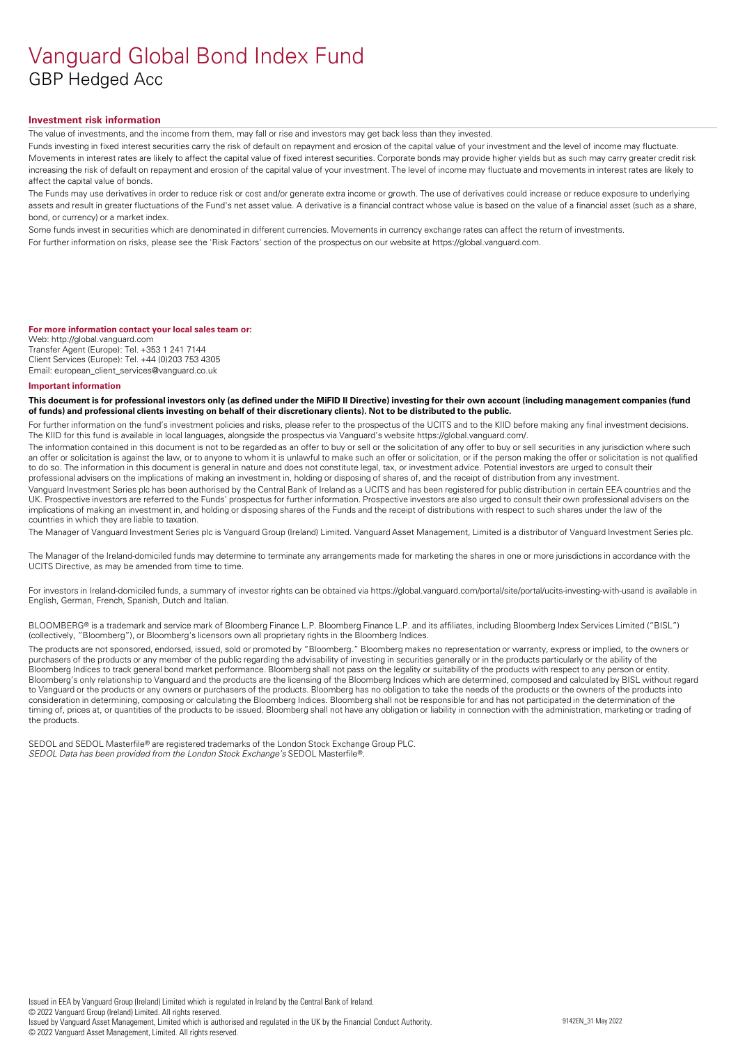# Vanguard Global Bond Index Fund

GBP Hedged Acc

## Investment risk information

The value of investments, and the income from them, may fall or rise and investors may get back less than they invested.

Funds investing in fixed interest securities carry the risk of default on repayment and erosion of the capital value of your investment and the level of income may fluctuate. Movements in interest rates are likely to affect the capital value of fixed interest securities. Corporate bonds may provide higher yields but as such may carry greater credit risk increasing the risk of default on repayment and erosion of the capital value of your investment. The level of income may fluctuate and movements in interest rates are likely to affect the capital value of bonds.

The Funds may use derivatives in order to reduce risk or cost and/or generate extra income or growth. The use of derivatives could increase or reduce exposure to underlying assets and result in greater fluctuations of the Fund's net asset value. A derivative is a financial contract whose value is based on the value of a financial asset (such as a share, bond, or currency) or a market index.

Some funds invest in securities which are denominated in different currencies. Movements in currency exchange rates can affect the return of investments.

For further information on risks, please see the 'Risk Factors' section of the prospectus on our website at https://global.vanguard.com.

**For more information contact your local sales team or:**

Web: http://global.vanguard.com
Transfer Agent (Europe): Tel. +353 1 241 7144
Client Services (Europe): Tel. +44 (0)203 753 4305
Email: european_client_services@vanguard.co.uk

## Important information

**This document is for professional investors only (as defined under the MiFID II Directive) investing for their own account (including management companies (fund of funds) and professional clients investing on behalf of their discretionary clients). Not to be distributed to the public.**

For further information on the fund's investment policies and risks, please refer to the prospectus of the UCITS and to the KIID before making any final investment decisions. The KIID for this fund is available in local languages, alongside the prospectus via Vanguard's website https://global.vanguard.com/.

The information contained in this document is not to be regarded as an offer to buy or sell or the solicitation of any offer to buy or sell securities in any jurisdiction where such an offer or solicitation is against the law, or to anyone to whom it is unlawful to make such an offer or solicitation, or if the person making the offer or solicitation is not qualified to do so. The information in this document is general in nature and does not constitute legal, tax, or investment advice. Potential investors are urged to consult their professional advisers on the implications of making an investment in, holding or disposing of shares of, and the receipt of distribution from any investment.

Vanguard Investment Series plc has been authorised by the Central Bank of Ireland as a UCITS and has been registered for public distribution in certain EEA countries and the UK. Prospective investors are referred to the Funds' prospectus for further information. Prospective investors are also urged to consult their own professional advisers on the implications of making an investment in, and holding or disposing shares of the Funds and the receipt of distributions with respect to such shares under the law of the countries in which they are liable to taxation.

The Manager of Vanguard Investment Series plc is Vanguard Group (Ireland) Limited. Vanguard Asset Management, Limited is a distributor of Vanguard Investment Series plc.

The Manager of the Ireland-domiciled funds may determine to terminate any arrangements made for marketing the shares in one or more jurisdictions in accordance with the UCITS Directive, as may be amended from time to time.

For investors in Ireland-domiciled funds, a summary of investor rights can be obtained via https://global.vanguard.com/portal/site/portal/ucits-investing-with-usand is available in English, German, French, Spanish, Dutch and Italian.

BLOOMBERG® is a trademark and service mark of Bloomberg Finance L.P. Bloomberg Finance L.P. and its affiliates, including Bloomberg Index Services Limited ("BISL") (collectively, "Bloomberg"), or Bloomberg's licensors own all proprietary rights in the Bloomberg Indices.

The products are not sponsored, endorsed, issued, sold or promoted by "Bloomberg." Bloomberg makes no representation or warranty, express or implied, to the owners or purchasers of the products or any member of the public regarding the advisability of investing in securities generally or in the products particularly or the ability of the Bloomberg Indices to track general bond market performance. Bloomberg shall not pass on the legality or suitability of the products with respect to any person or entity. Bloomberg's only relationship to Vanguard and the products are the licensing of the Bloomberg Indices which are determined, composed and calculated by BISL without regard to Vanguard or the products or any owners or purchasers of the products. Bloomberg has no obligation to take the needs of the products or the owners of the products into consideration in determining, composing or calculating the Bloomberg Indices. Bloomberg shall not be responsible for and has not participated in the determination of the timing of, prices at, or quantities of the products to be issued. Bloomberg shall not have any obligation or liability in connection with the administration, marketing or trading of the products.

SEDOL and SEDOL Masterfile® are registered trademarks of the London Stock Exchange Group PLC.
*SEDOL Data has been provided from the London Stock Exchange's* SEDOL Masterfile®.

Issued in EEA by Vanguard Group (Ireland) Limited which is regulated in Ireland by the Central Bank of Ireland.
© 2022 Vanguard Group (Ireland) Limited. All rights reserved.
Issued by Vanguard Asset Management, Limited which is authorised and regulated in the UK by the Financial Conduct Authority.
© 2022 Vanguard Asset Management, Limited. All rights reserved.

9142EN_31 May 2022